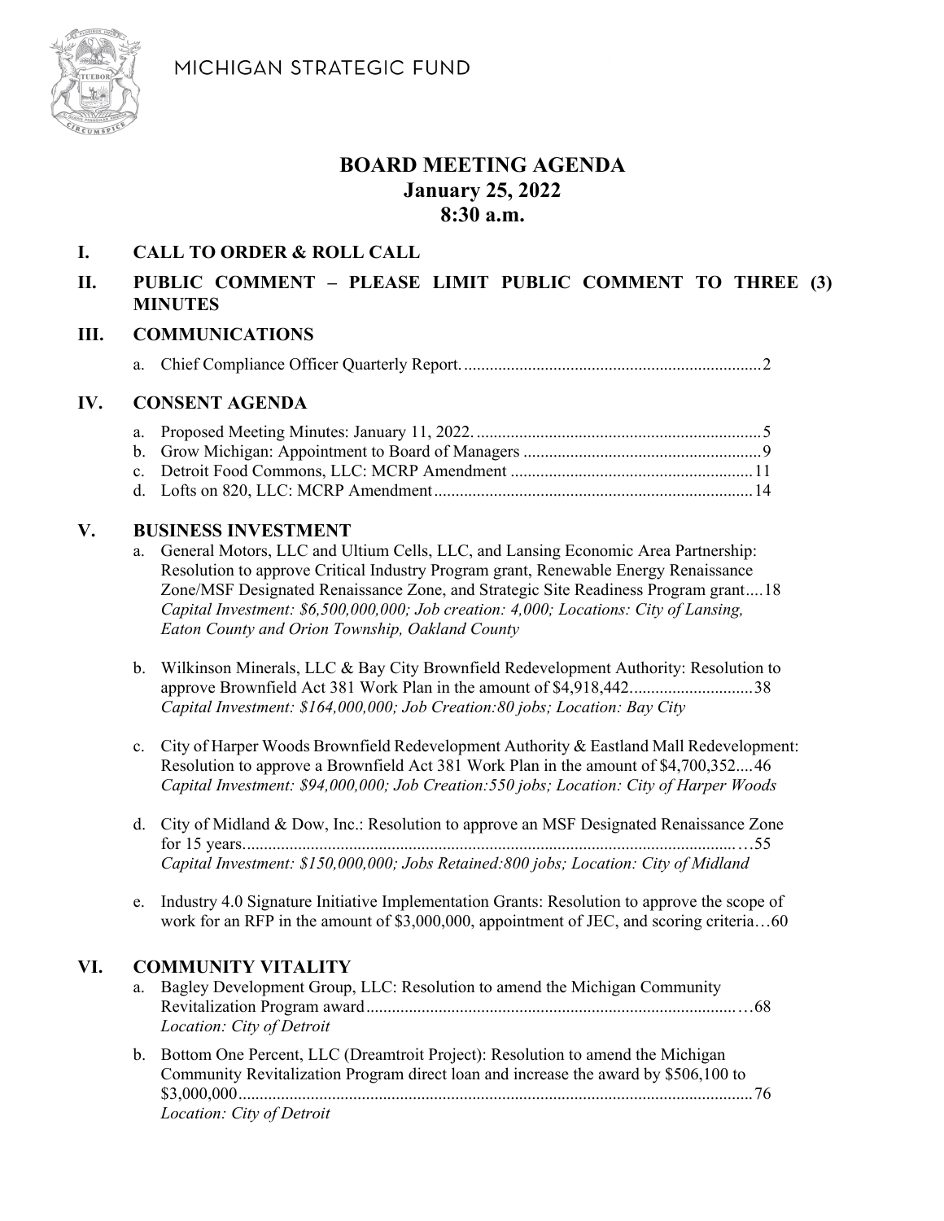MICHIGAN STRATEGIC FUND

# BOARD MEETING AGENDA
## January 25, 2022
## 8:30 a.m.

## I. CALL TO ORDER & ROLL CALL

## II. PUBLIC COMMENT – PLEASE LIMIT PUBLIC COMMENT TO THREE (3) MINUTES

## III. COMMUNICATIONS

a. Chief Compliance Officer Quarterly Report. ....................................................................2

## IV. CONSENT AGENDA

a. Proposed Meeting Minutes: January 11, 2022. ..................................................................5
b. Grow Michigan: Appointment to Board of Managers .......................................................9
c. Detroit Food Commons, LLC: MCRP Amendment .........................................................11
d. Lofts on 820, LLC: MCRP Amendment..........................................................................14

## V. BUSINESS INVESTMENT

a. General Motors, LLC and Ultium Cells, LLC, and Lansing Economic Area Partnership: Resolution to approve Critical Industry Program grant, Renewable Energy Renaissance Zone/MSF Designated Renaissance Zone, and Strategic Site Readiness Program grant....18
*Capital Investment: $6,500,000,000; Job creation: 4,000; Locations: City of Lansing, Eaton County and Orion Township, Oakland County*

b. Wilkinson Minerals, LLC & Bay City Brownfield Redevelopment Authority: Resolution to approve Brownfield Act 381 Work Plan in the amount of $4,918,442............................38
*Capital Investment: $164,000,000; Job Creation:80 jobs; Location: Bay City*

c. City of Harper Woods Brownfield Redevelopment Authority & Eastland Mall Redevelopment: Resolution to approve a Brownfield Act 381 Work Plan in the amount of $4,700,352....46
*Capital Investment: $94,000,000; Job Creation:550 jobs; Location: City of Harper Woods*

d. City of Midland & Dow, Inc.: Resolution to approve an MSF Designated Renaissance Zone for 15 years....................................................................................................................…55
*Capital Investment: $150,000,000; Jobs Retained:800 jobs; Location: City of Midland*

e. Industry 4.0 Signature Initiative Implementation Grants: Resolution to approve the scope of work for an RFP in the amount of $3,000,000, appointment of JEC, and scoring criteria…60

## VI. COMMUNITY VITALITY

a. Bagley Development Group, LLC: Resolution to amend the Michigan Community Revitalization Program award.......................................................................................…68
*Location: City of Detroit*

b. Bottom One Percent, LLC (Dreamtroit Project): Resolution to amend the Michigan Community Revitalization Program direct loan and increase the award by $506,100 to $3,000,000........................................................................................................................76
*Location: City of Detroit*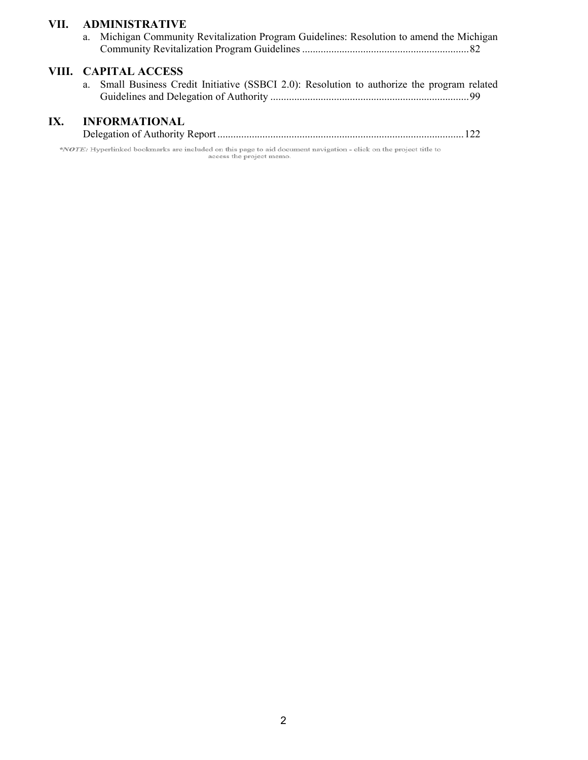## VII. ADMINISTRATIVE

a. Michigan Community Revitalization Program Guidelines: Resolution to amend the Michigan Community Revitalization Program Guidelines ............................................................... 82

## VIII. CAPITAL ACCESS

a. Small Business Credit Initiative (SSBCI 2.0): Resolution to authorize the program related Guidelines and Delegation of Authority ........................................................................... 99

## IX. INFORMATIONAL

Delegation of Authority Report ............................................................................................. 122

****NOTE:*** Hyperlinked bookmarks are included on this page to aid document navigation - click on the project title to access the project memo.